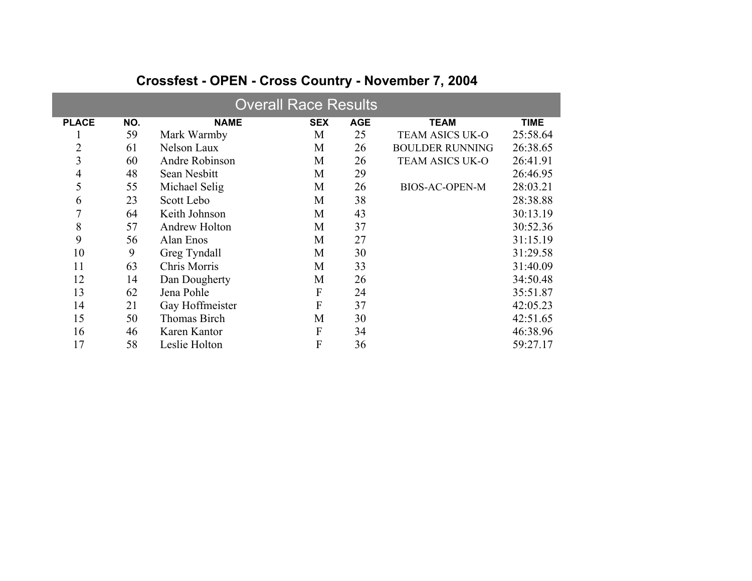# Crossfest - OPEN - Cross Country - November 7, 2004

## Overall Race Results

| PLACE | NO. | NAME | SEX | AGE | TEAM | TIME |
|---|---|---|---|---|---|---|
| 1 | 59 | Mark Warmby | M | 25 | TEAM ASICS UK-O | 25:58.64 |
| 2 | 61 | Nelson Laux | M | 26 | BOULDER RUNNING | 26:38.65 |
| 3 | 60 | Andre Robinson | M | 26 | TEAM ASICS UK-O | 26:41.91 |
| 4 | 48 | Sean Nesbitt | M | 29 | | 26:46.95 |
| 5 | 55 | Michael Selig | M | 26 | BIOS-AC-OPEN-M | 28:03.21 |
| 6 | 23 | Scott Lebo | M | 38 | | 28:38.88 |
| 7 | 64 | Keith Johnson | M | 43 | | 30:13.19 |
| 8 | 57 | Andrew Holton | M | 37 | | 30:52.36 |
| 9 | 56 | Alan Enos | M | 27 | | 31:15.19 |
| 10 | 9 | Greg Tyndall | M | 30 | | 31:29.58 |
| 11 | 63 | Chris Morris | M | 33 | | 31:40.09 |
| 12 | 14 | Dan Dougherty | M | 26 | | 34:50.48 |
| 13 | 62 | Jena Pohle | F | 24 | | 35:51.87 |
| 14 | 21 | Gay Hoffmeister | F | 37 | | 42:05.23 |
| 15 | 50 | Thomas Birch | M | 30 | | 42:51.65 |
| 16 | 46 | Karen Kantor | F | 34 | | 46:38.96 |
| 17 | 58 | Leslie Holton | F | 36 | | 59:27.17 |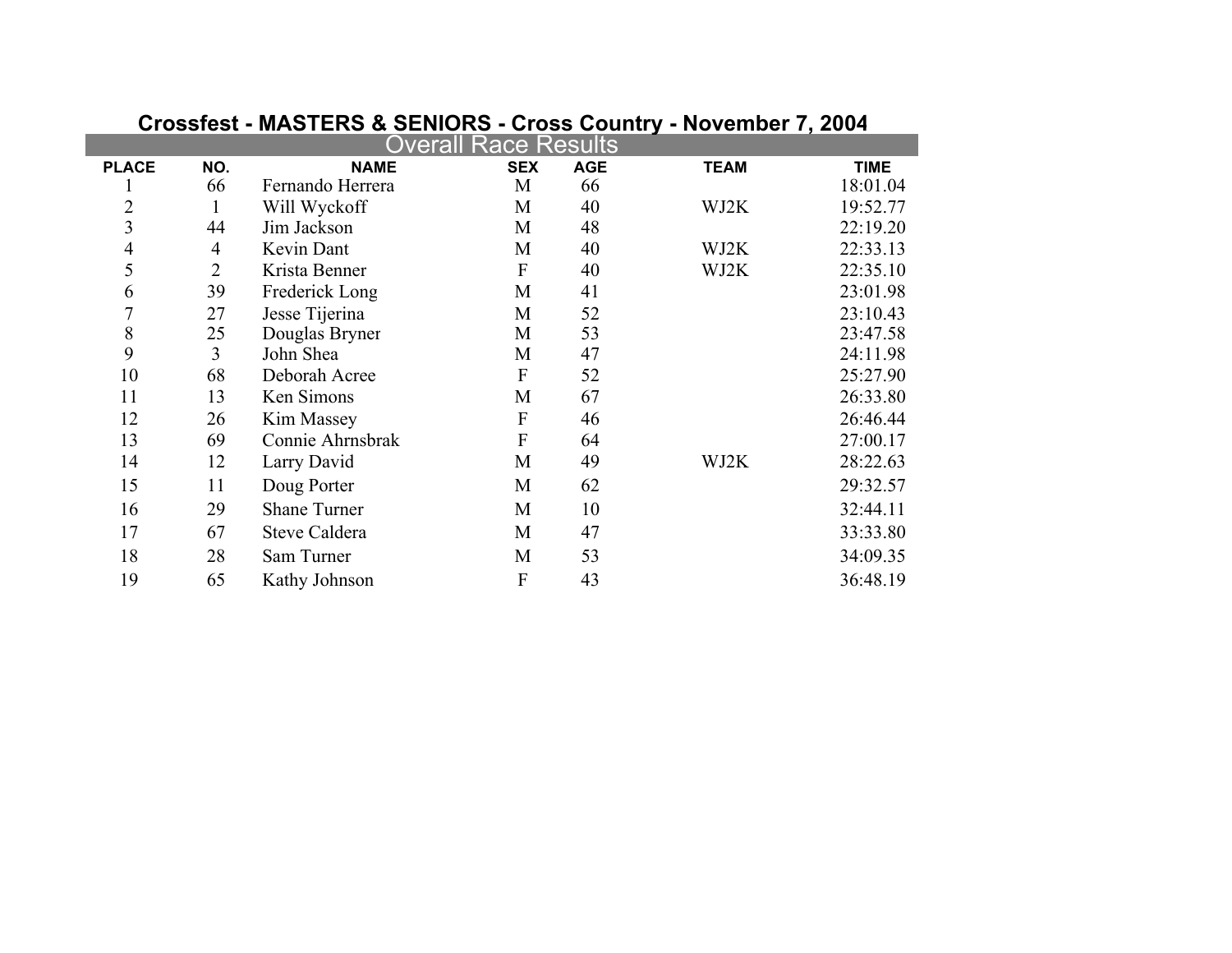# Crossfest - MASTERS & SENIORS - Cross Country - November 7, 2004

## Overall Race Results

| PLACE | NO. | NAME | SEX | AGE | TEAM | TIME |
|---|---|---|---|---|---|---|
| 1 | 66 | Fernando Herrera | M | 66 | | 18:01.04 |
| 2 | 1 | Will Wyckoff | M | 40 | WJ2K | 19:52.77 |
| 3 | 44 | Jim Jackson | M | 48 | | 22:19.20 |
| 4 | 4 | Kevin Dant | M | 40 | WJ2K | 22:33.13 |
| 5 | 2 | Krista Benner | F | 40 | WJ2K | 22:35.10 |
| 6 | 39 | Frederick Long | M | 41 | | 23:01.98 |
| 7 | 27 | Jesse Tijerina | M | 52 | | 23:10.43 |
| 8 | 25 | Douglas Bryner | M | 53 | | 23:47.58 |
| 9 | 3 | John Shea | M | 47 | | 24:11.98 |
| 10 | 68 | Deborah Acree | F | 52 | | 25:27.90 |
| 11 | 13 | Ken Simons | M | 67 | | 26:33.80 |
| 12 | 26 | Kim Massey | F | 46 | | 26:46.44 |
| 13 | 69 | Connie Ahrnsbrak | F | 64 | | 27:00.17 |
| 14 | 12 | Larry David | M | 49 | WJ2K | 28:22.63 |
| 15 | 11 | Doug Porter | M | 62 | | 29:32.57 |
| 16 | 29 | Shane Turner | M | 10 | | 32:44.11 |
| 17 | 67 | Steve Caldera | M | 47 | | 33:33.80 |
| 18 | 28 | Sam Turner | M | 53 | | 34:09.35 |
| 19 | 65 | Kathy Johnson | F | 43 | | 36:48.19 |